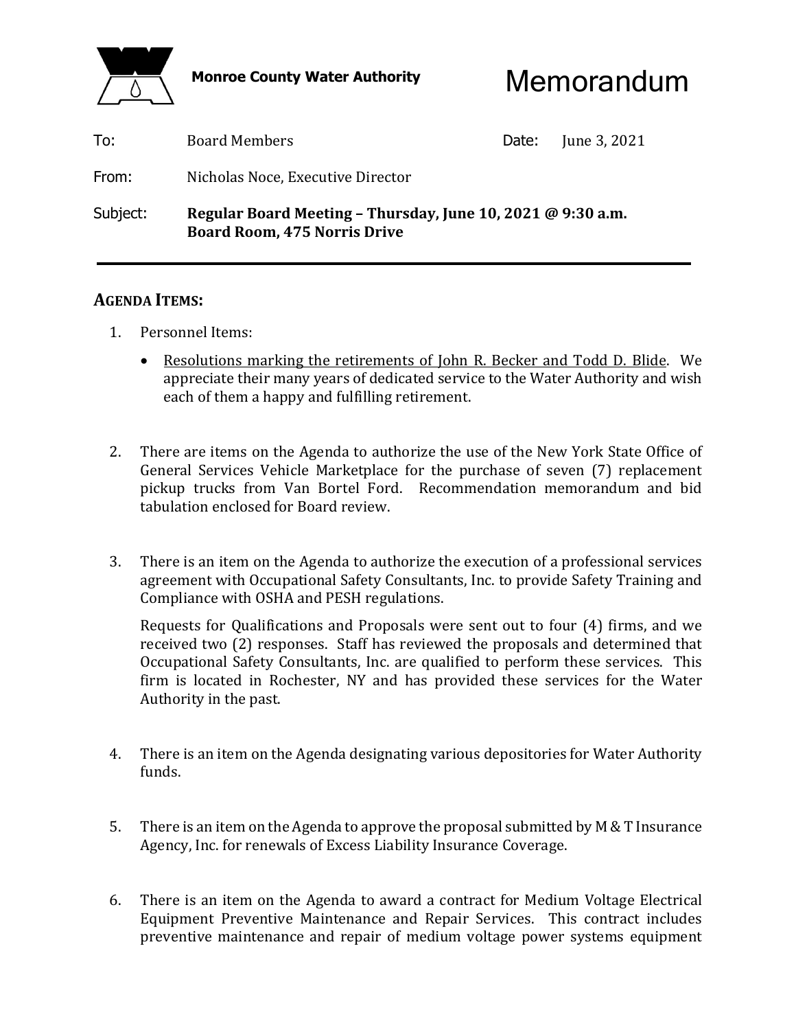**Monroe County Water Authority**

# Memorandum

To: Board Members

Date: June 3, 2021

From: Nicholas Noce, Executive Director

Subject: **Regular Board Meeting – Thursday, June 10, 2021 @ 9:30 a.m.**
**Board Room, 475 Norris Drive**

---

## AGENDA ITEMS:

1. Personnel Items:

   - Resolutions marking the retirements of John R. Becker and Todd D. Blide. We appreciate their many years of dedicated service to the Water Authority and wish each of them a happy and fulfilling retirement.

2. There are items on the Agenda to authorize the use of the New York State Office of General Services Vehicle Marketplace for the purchase of seven (7) replacement pickup trucks from Van Bortel Ford. Recommendation memorandum and bid tabulation enclosed for Board review.

3. There is an item on the Agenda to authorize the execution of a professional services agreement with Occupational Safety Consultants, Inc. to provide Safety Training and Compliance with OSHA and PESH regulations.

   Requests for Qualifications and Proposals were sent out to four (4) firms, and we received two (2) responses. Staff has reviewed the proposals and determined that Occupational Safety Consultants, Inc. are qualified to perform these services. This firm is located in Rochester, NY and has provided these services for the Water Authority in the past.

4. There is an item on the Agenda designating various depositories for Water Authority funds.

5. There is an item on the Agenda to approve the proposal submitted by M & T Insurance Agency, Inc. for renewals of Excess Liability Insurance Coverage.

6. There is an item on the Agenda to award a contract for Medium Voltage Electrical Equipment Preventive Maintenance and Repair Services. This contract includes preventive maintenance and repair of medium voltage power systems equipment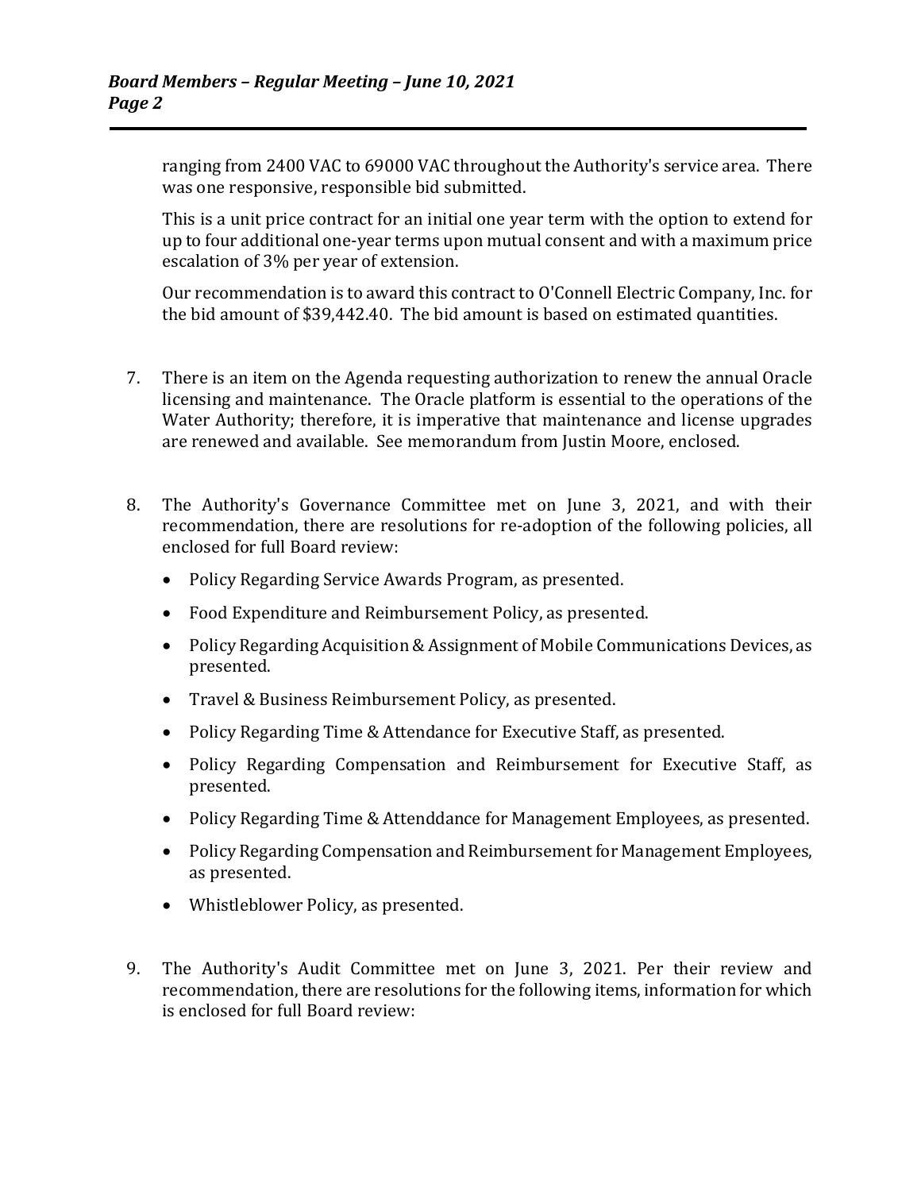ranging from 2400 VAC to 69000 VAC throughout the Authority's service area. There was one responsive, responsible bid submitted.

This is a unit price contract for an initial one year term with the option to extend for up to four additional one-year terms upon mutual consent and with a maximum price escalation of 3% per year of extension.

Our recommendation is to award this contract to O'Connell Electric Company, Inc. for the bid amount of $39,442.40. The bid amount is based on estimated quantities.

7. There is an item on the Agenda requesting authorization to renew the annual Oracle licensing and maintenance. The Oracle platform is essential to the operations of the Water Authority; therefore, it is imperative that maintenance and license upgrades are renewed and available. See memorandum from Justin Moore, enclosed.

8. The Authority's Governance Committee met on June 3, 2021, and with their recommendation, there are resolutions for re-adoption of the following policies, all enclosed for full Board review:

   - Policy Regarding Service Awards Program, as presented.
   - Food Expenditure and Reimbursement Policy, as presented.
   - Policy Regarding Acquisition & Assignment of Mobile Communications Devices, as presented.
   - Travel & Business Reimbursement Policy, as presented.
   - Policy Regarding Time & Attendance for Executive Staff, as presented.
   - Policy Regarding Compensation and Reimbursement for Executive Staff, as presented.
   - Policy Regarding Time & Attenddance for Management Employees, as presented.
   - Policy Regarding Compensation and Reimbursement for Management Employees, as presented.
   - Whistleblower Policy, as presented.

9. The Authority's Audit Committee met on June 3, 2021. Per their review and recommendation, there are resolutions for the following items, information for which is enclosed for full Board review: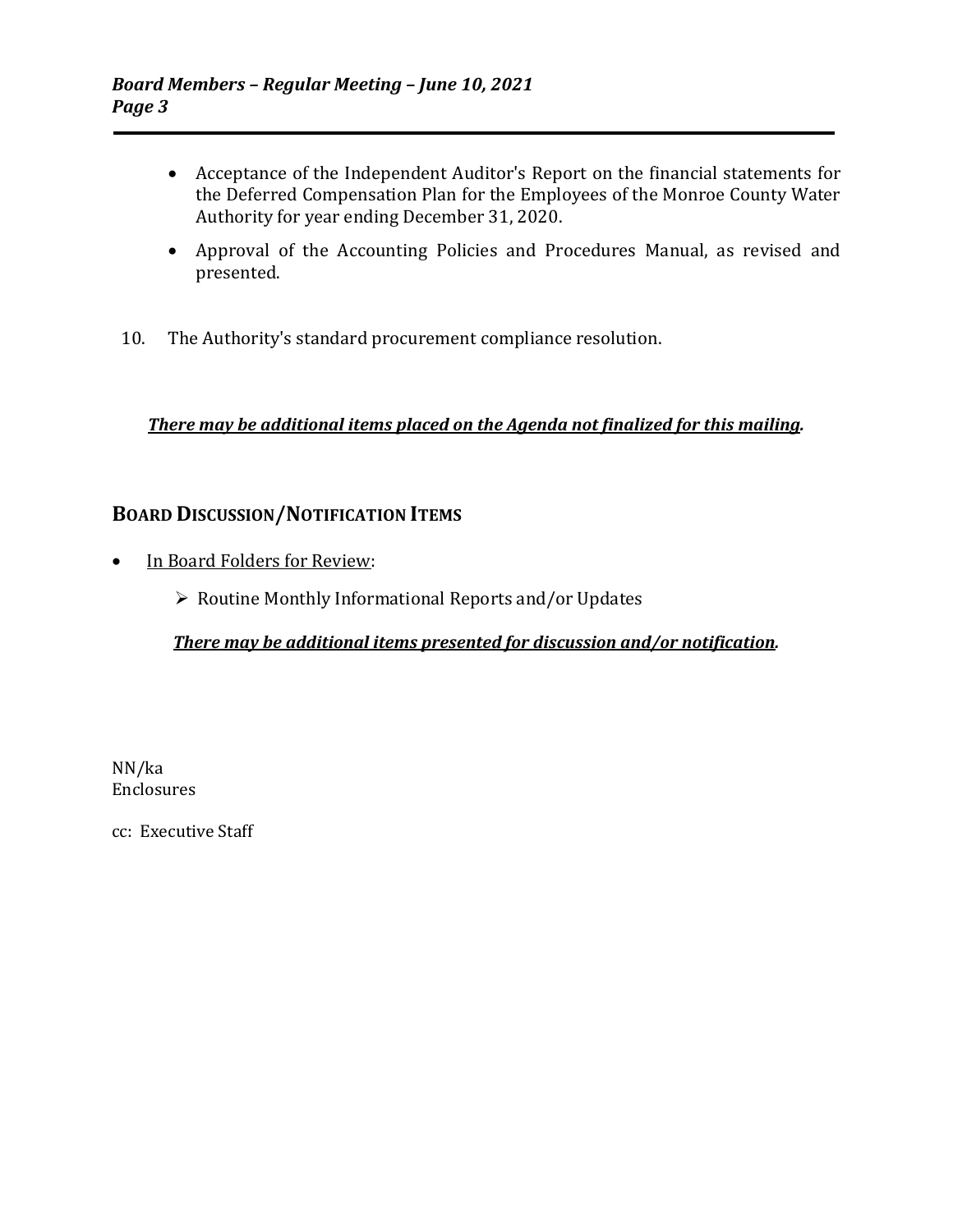- Acceptance of the Independent Auditor's Report on the financial statements for the Deferred Compensation Plan for the Employees of the Monroe County Water Authority for year ending December 31, 2020.
- Approval of the Accounting Policies and Procedures Manual, as revised and presented.

10. The Authority's standard procurement compliance resolution.

***There may be additional items placed on the Agenda not finalized for this mailing.***

## BOARD DISCUSSION/NOTIFICATION ITEMS

- In Board Folders for Review:
  - Routine Monthly Informational Reports and/or Updates

  ***There may be additional items presented for discussion and/or notification.***

NN/ka
Enclosures

cc: Executive Staff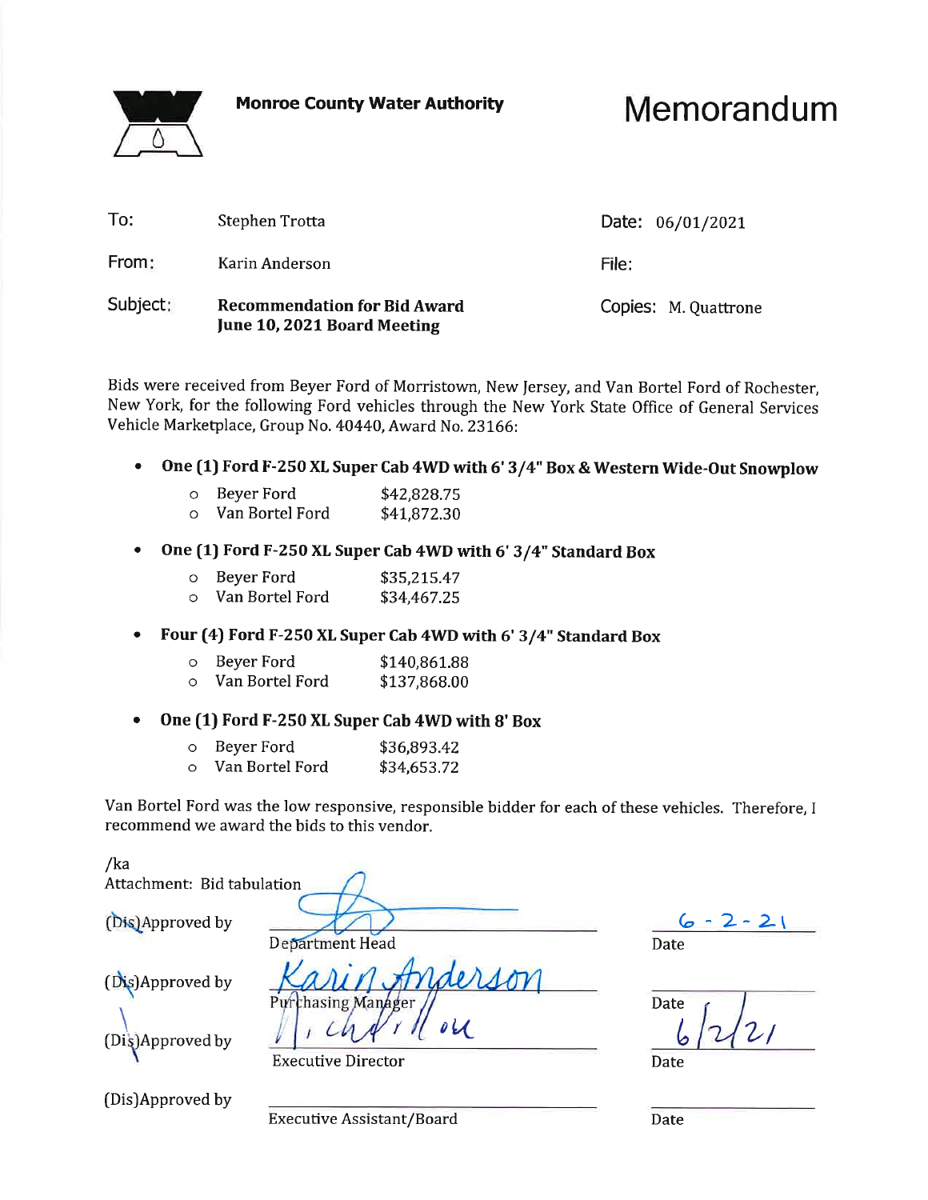**Monroe County Water Authority**

# Memorandum

| | | | |
|---|---|---|---|
| To: | Stephen Trotta | Date: | 06/01/2021 |
| From: | Karin Anderson | File: | |
| Subject: | **Recommendation for Bid Award June 10, 2021 Board Meeting** | Copies: | M. Quattrone |

Bids were received from Beyer Ford of Morristown, New Jersey, and Van Bortel Ford of Rochester, New York, for the following Ford vehicles through the New York State Office of General Services Vehicle Marketplace, Group No. 40440, Award No. 23166:

- **One (1) Ford F-250 XL Super Cab 4WD with 6' 3/4" Box & Western Wide-Out Snowplow**
  - Beyer Ford $42,828.75
  - Van Bortel Ford $41,872.30
- **One (1) Ford F-250 XL Super Cab 4WD with 6' 3/4" Standard Box**
  - Beyer Ford $35,215.47
  - Van Bortel Ford $34,467.25
- **Four (4) Ford F-250 XL Super Cab 4WD with 6' 3/4" Standard Box**
  - Beyer Ford $140,861.88
  - Van Bortel Ford $137,868.00
- **One (1) Ford F-250 XL Super Cab 4WD with 8' Box**
  - Beyer Ford $36,893.42
  - Van Bortel Ford $34,653.72

Van Bortel Ford was the low responsive, responsible bidder for each of these vehicles. Therefore, I recommend we award the bids to this vendor.

/ka

Attachment: Bid tabulation

| | | |
|---|---|---|
| (Dis)Approved by | [signature] Department Head | Date 6-2-21 |
| (Dis)Approved by | Karin Anderson Purchasing Manager | Date |
| (Dis)Approved by | [signature] Executive Director | Date 6/2/21 |
| (Dis)Approved by | Executive Assistant/Board | Date |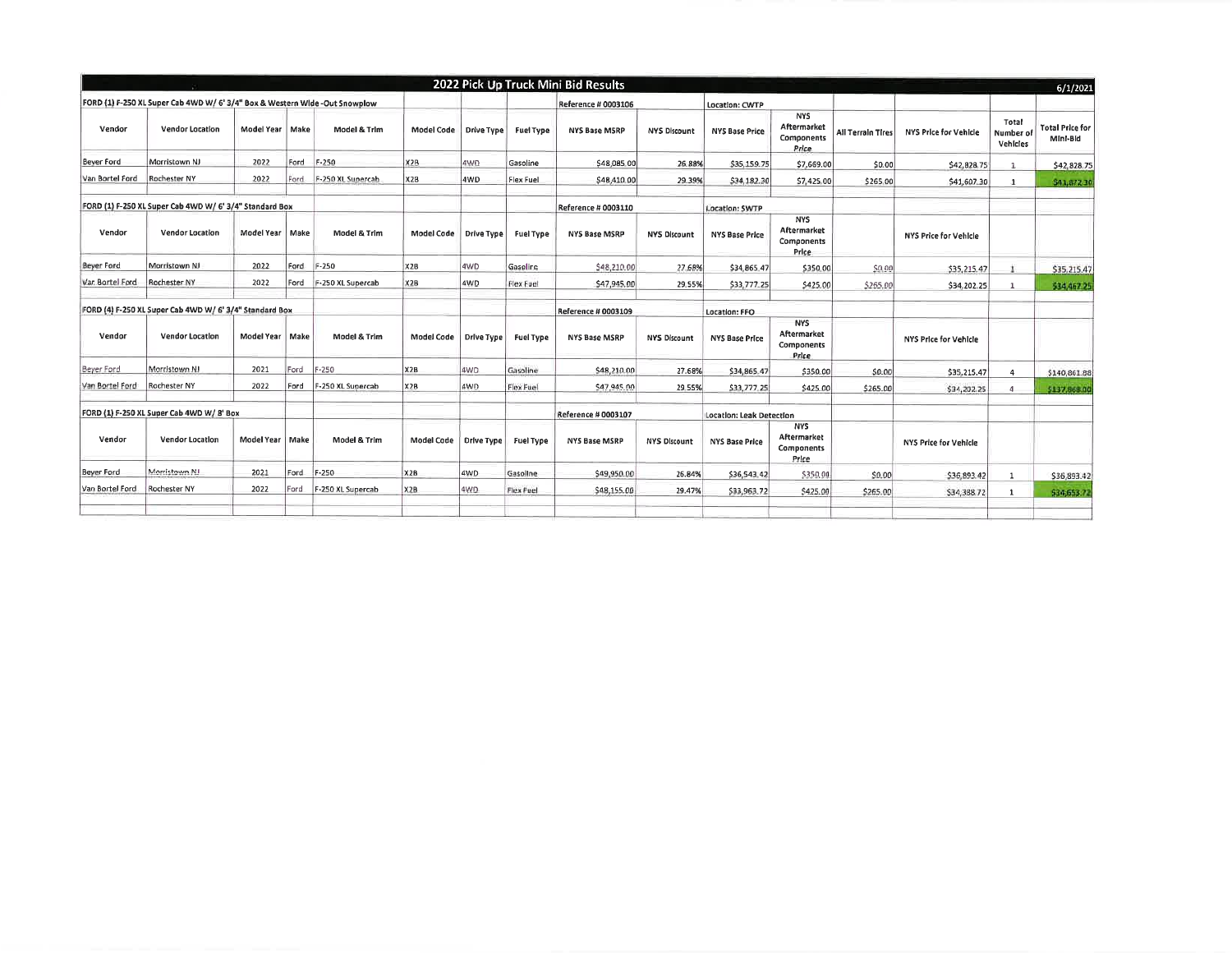## 2022 Pick Up Truck Mini Bid Results

6/1/2021

**FORD (1) F-250 XL Super Cab 4WD W/ 6' 3/4" Box & Western Wide -Out Snowplow** — Reference # 0003106 — Location: CWTP

| Vendor | Vendor Location | Model Year | Make | Model & Trim | Model Code | Drive Type | Fuel Type | NYS Base MSRP | NYS Discount | NYS Base Price | NYS Aftermarket Components Price | All Terrain Tires | NYS Price for Vehicle | Total Number of Vehicles | Total Price for Mini-Bid |
|---|---|---|---|---|---|---|---|---|---|---|---|---|---|---|---|
| Beyer Ford | Morristown NJ | 2022 | Ford | F-250 | X2B | 4WD | Gasoline | $48,085.00 | 26.88% | $35,159.75 | $7,669.00 | $0.00 | $42,828.75 | 1 | $42,828.75 |
| Van Bortel Ford | Rochester NY | 2022 | Ford | F-250 XL Supercab | X2B | 4WD | Flex Fuel | $48,410.00 | 29.39% | $34,182.30 | $7,425.00 | $265.00 | $41,607.30 | 1 | $41,872.30 |

**FORD (1) F-250 XL Super Cab 4WD W/ 6' 3/4" Standard Box** — Reference # 0003110 — Location: SWTP

| Vendor | Vendor Location | Model Year | Make | Model & Trim | Model Code | Drive Type | Fuel Type | NYS Base MSRP | NYS Discount | NYS Base Price | NYS Aftermarket Components Price | | NYS Price for Vehicle | | |
|---|---|---|---|---|---|---|---|---|---|---|---|---|---|---|---|
| Beyer Ford | Morristown NJ | 2022 | Ford | F-250 | X2B | 4WD | Gasoline | $48,210.00 | 27.68% | $34,865.47 | $350.00 | $0.00 | $35,215.47 | 1 | $35,215.47 |
| Van Bortel Ford | Rochester NY | 2022 | Ford | F-250 XL Supercab | X2B | 4WD | Flex Fuel | $47,945.00 | 29.55% | $33,777.25 | $425.00 | $265.00 | $34,202.25 | 1 | $34,467.25 |

**FORD (4) F-250 XL Super Cab 4WD W/ 6' 3/4" Standard Box** — Reference # 0003109 — Location: FFO

| Vendor | Vendor Location | Model Year | Make | Model & Trim | Model Code | Drive Type | Fuel Type | NYS Base MSRP | NYS Discount | NYS Base Price | NYS Aftermarket Components Price | | NYS Price for Vehicle | | |
|---|---|---|---|---|---|---|---|---|---|---|---|---|---|---|---|
| Beyer Ford | Morristown NJ | 2021 | Ford | F-250 | X2B | 4WD | Gasoline | $48,210.00 | 27.68% | $34,865.47 | $350.00 | $0.00 | $35,215.47 | 4 | $140,861.88 |
| Van Bortel Ford | Rochester NY | 2022 | Ford | F-250 XL Supercab | X2B | 4WD | Flex Fuel | $47,945.00 | 29.55% | $33,777.25 | $425.00 | $265.00 | $34,202.25 | 4 | $137,869.00 |

**FORD (1) F-250 XL Super Cab 4WD W/ 8' Box** — Reference # 0003107 — Location: Leak Detection

| Vendor | Vendor Location | Model Year | Make | Model & Trim | Model Code | Drive Type | Fuel Type | NYS Base MSRP | NYS Discount | NYS Base Price | NYS Aftermarket Components Price | | NYS Price for Vehicle | | |
|---|---|---|---|---|---|---|---|---|---|---|---|---|---|---|---|
| Beyer Ford | Morristown NJ | 2021 | Ford | F-250 | X2B | 4WD | Gasoline | $49,950.00 | 26.84% | $36,543.42 | $350.00 | $0.00 | $36,893.42 | 1 | $36,893.42 |
| Van Bortel Ford | Rochester NY | 2022 | Ford | F-250 XL Supercab | X2B | 4WD | Flex Fuel | $48,155.00 | 29.47% | $33,963.72 | $425.00 | $265.00 | $34,388.72 | 1 | $34,653.72 |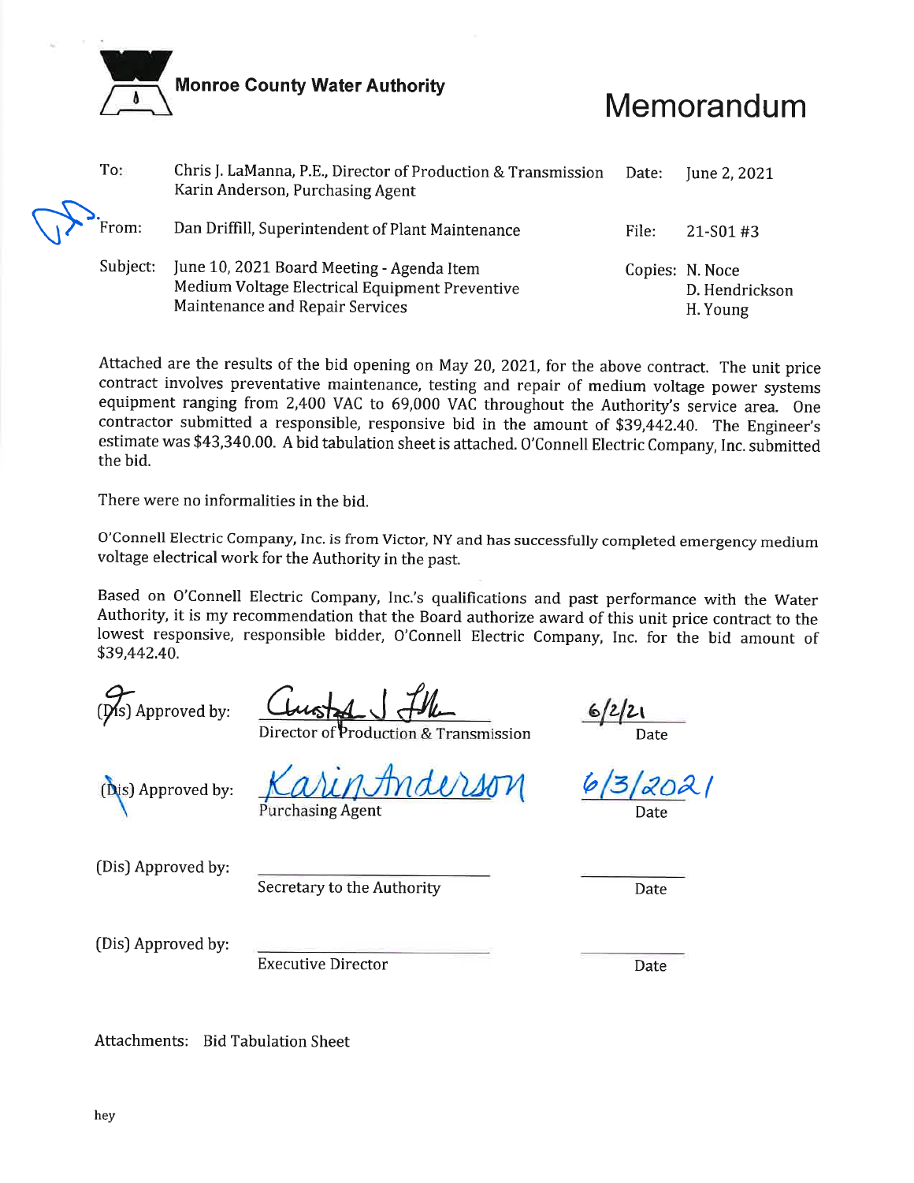**Monroe County Water Authority**

# Memorandum

| | | | |
|---|---|---|---|
| To: | Chris J. LaManna, P.E., Director of Production & Transmission<br>Karin Anderson, Purchasing Agent | Date: | June 2, 2021 |
| From: | Dan Driffill, Superintendent of Plant Maintenance | File: | 21-S01 #3 |
| Subject: | June 10, 2021 Board Meeting - Agenda Item<br>Medium Voltage Electrical Equipment Preventive Maintenance and Repair Services | Copies: | N. Noce<br>D. Hendrickson<br>H. Young |

Attached are the results of the bid opening on May 20, 2021, for the above contract. The unit price contract involves preventative maintenance, testing and repair of medium voltage power systems equipment ranging from 2,400 VAC to 69,000 VAC throughout the Authority's service area. One contractor submitted a responsible, responsive bid in the amount of $39,442.40. The Engineer's estimate was $43,340.00. A bid tabulation sheet is attached. O'Connell Electric Company, Inc. submitted the bid.

There were no informalities in the bid.

O'Connell Electric Company, Inc. is from Victor, NY and has successfully completed emergency medium voltage electrical work for the Authority in the past.

Based on O'Connell Electric Company, Inc.'s qualifications and past performance with the Water Authority, it is my recommendation that the Board authorize award of this unit price contract to the lowest responsive, responsible bidder, O'Connell Electric Company, Inc. for the bid amount of $39,442.40.

| | | |
|---|---|---|
| (Dis) Approved by: | Director of Production & Transmission | 6/2/21<br>Date |
| (Dis) Approved by: | Karin Anderson<br>Purchasing Agent | 6/3/2021<br>Date |
| (Dis) Approved by: | Secretary to the Authority | Date |
| (Dis) Approved by: | Executive Director | Date |

Attachments: Bid Tabulation Sheet

hey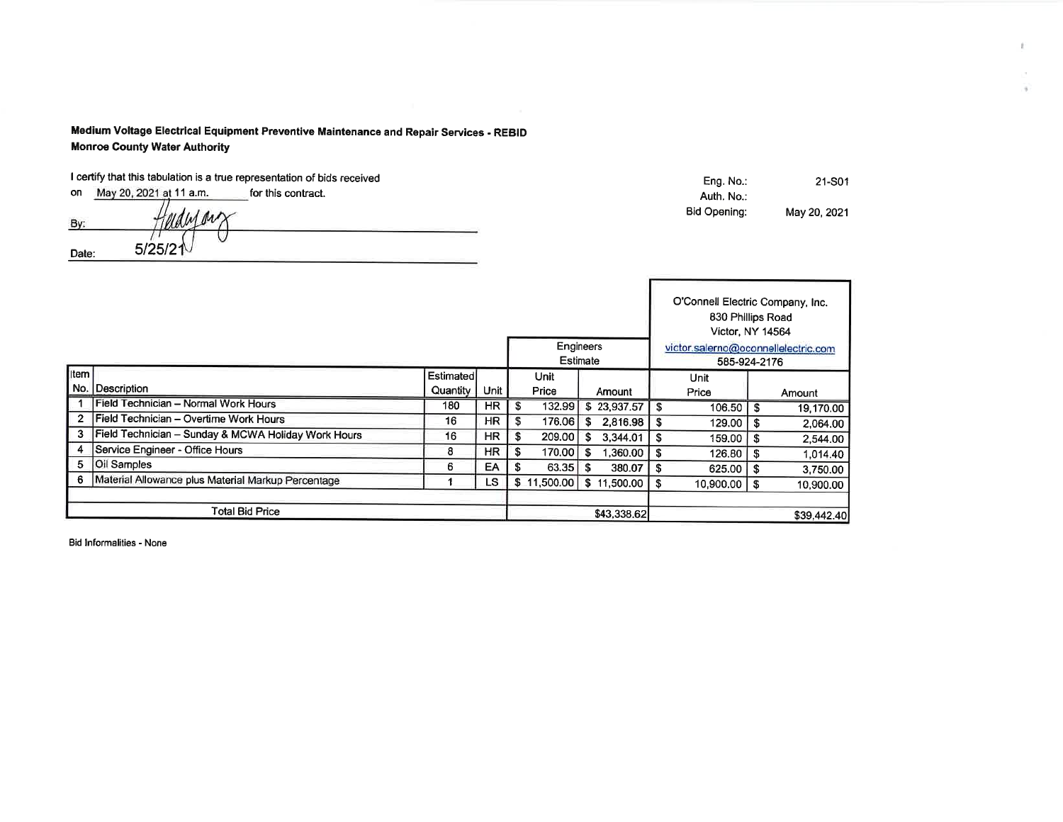**Medium Voltage Electrical Equipment Preventive Maintenance and Repair Services - REBID**
**Monroe County Water Authority**

I certify that this tabulation is a true representation of bids received
on May 20, 2021 at 11 a.m. for this contract.

By: Heddy Lang

Date: 5/25/21

Eng. No.: 21-S01
Auth. No.:
Bid Opening: May 20, 2021

| | | | | Engineers Estimate | | O'Connell Electric Company, Inc. 830 Phillips Road Victor, NY 14564 victor.salerno@oconnellelectric.com 585-924-2176 | |
|---|---|---|---|---|---|---|---|
| Item No. | Description | Estimated Quantity | Unit | Unit Price | Amount | Unit Price | Amount |
| 1 | Field Technician – Normal Work Hours | 180 | HR | $ 132.99 | $ 23,937.57 | $ 106.50 | $ 19,170.00 |
| 2 | Field Technician – Overtime Work Hours | 16 | HR | $ 176.06 | $ 2,816.98 | $ 129.00 | $ 2,064.00 |
| 3 | Field Technician – Sunday & MCWA Holiday Work Hours | 16 | HR | $ 209.00 | $ 3,344.01 | $ 159.00 | $ 2,544.00 |
| 4 | Service Engineer - Office Hours | 8 | HR | $ 170.00 | $ 1,360.00 | $ 126.80 | $ 1,014.40 |
| 5 | Oil Samples | 6 | EA | $ 63.35 | $ 380.07 | $ 625.00 | $ 3,750.00 |
| 6 | Material Allowance plus Material Markup Percentage | 1 | LS | $ 11,500.00 | $ 11,500.00 | $ 10,900.00 | $ 10,900.00 |
| | Total Bid Price | | | | $43,338.62 | | $39,442.40 |

Bid Informalities - None